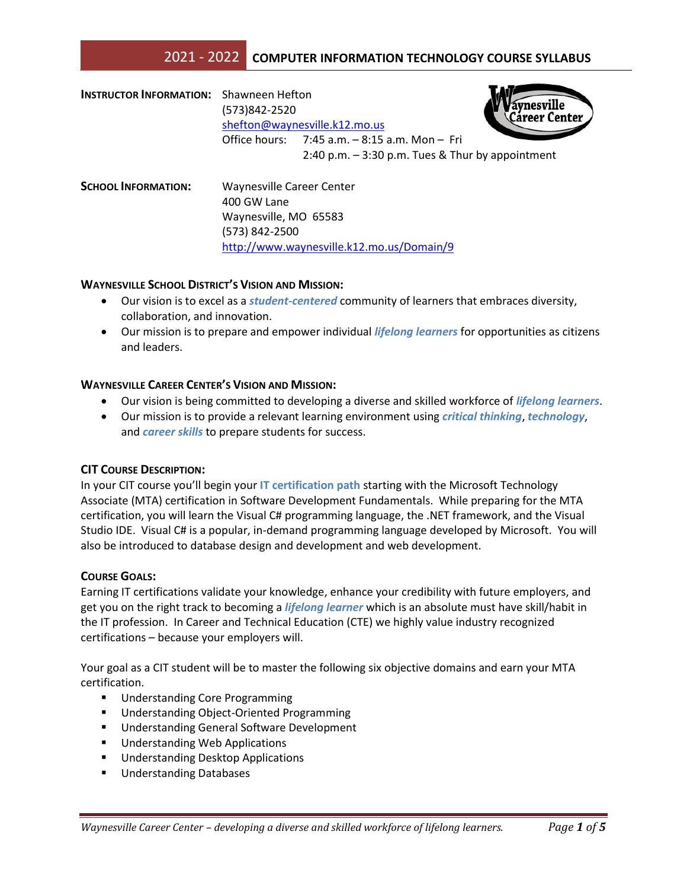# 2021 - 2022 COMPUTER INFORMATION TECHNOLOGY COURSE SYLLABUS

**INSTRUCTOR INFORMATION:** Shawneen Hefton
(573)842-2520
shefton@waynesville.k12.mo.us
Office hours: 7:45 a.m. – 8:15 a.m. Mon – Fri
2:40 p.m. – 3:30 p.m. Tues & Thur by appointment

**SCHOOL INFORMATION:** Waynesville Career Center
400 GW Lane
Waynesville, MO 65583
(573) 842-2500
http://www.waynesville.k12.mo.us/Domain/9

## WAYNESVILLE SCHOOL DISTRICT'S VISION AND MISSION:

- Our vision is to excel as a ***student-centered*** community of learners that embraces diversity, collaboration, and innovation.
- Our mission is to prepare and empower individual ***lifelong learners*** for opportunities as citizens and leaders.

## WAYNESVILLE CAREER CENTER'S VISION AND MISSION:

- Our vision is being committed to developing a diverse and skilled workforce of ***lifelong learners***.
- Our mission is to provide a relevant learning environment using ***critical thinking***, ***technology***, and ***career skills*** to prepare students for success.

## CIT COURSE DESCRIPTION:

In your CIT course you'll begin your **IT certification path** starting with the Microsoft Technology Associate (MTA) certification in Software Development Fundamentals. While preparing for the MTA certification, you will learn the Visual C# programming language, the .NET framework, and the Visual Studio IDE. Visual C# is a popular, in-demand programming language developed by Microsoft. You will also be introduced to database design and development and web development.

## COURSE GOALS:

Earning IT certifications validate your knowledge, enhance your credibility with future employers, and get you on the right track to becoming a ***lifelong learner*** which is an absolute must have skill/habit in the IT profession. In Career and Technical Education (CTE) we highly value industry recognized certifications – because your employers will.

Your goal as a CIT student will be to master the following six objective domains and earn your MTA certification.

- Understanding Core Programming
- Understanding Object-Oriented Programming
- Understanding General Software Development
- Understanding Web Applications
- Understanding Desktop Applications
- Understanding Databases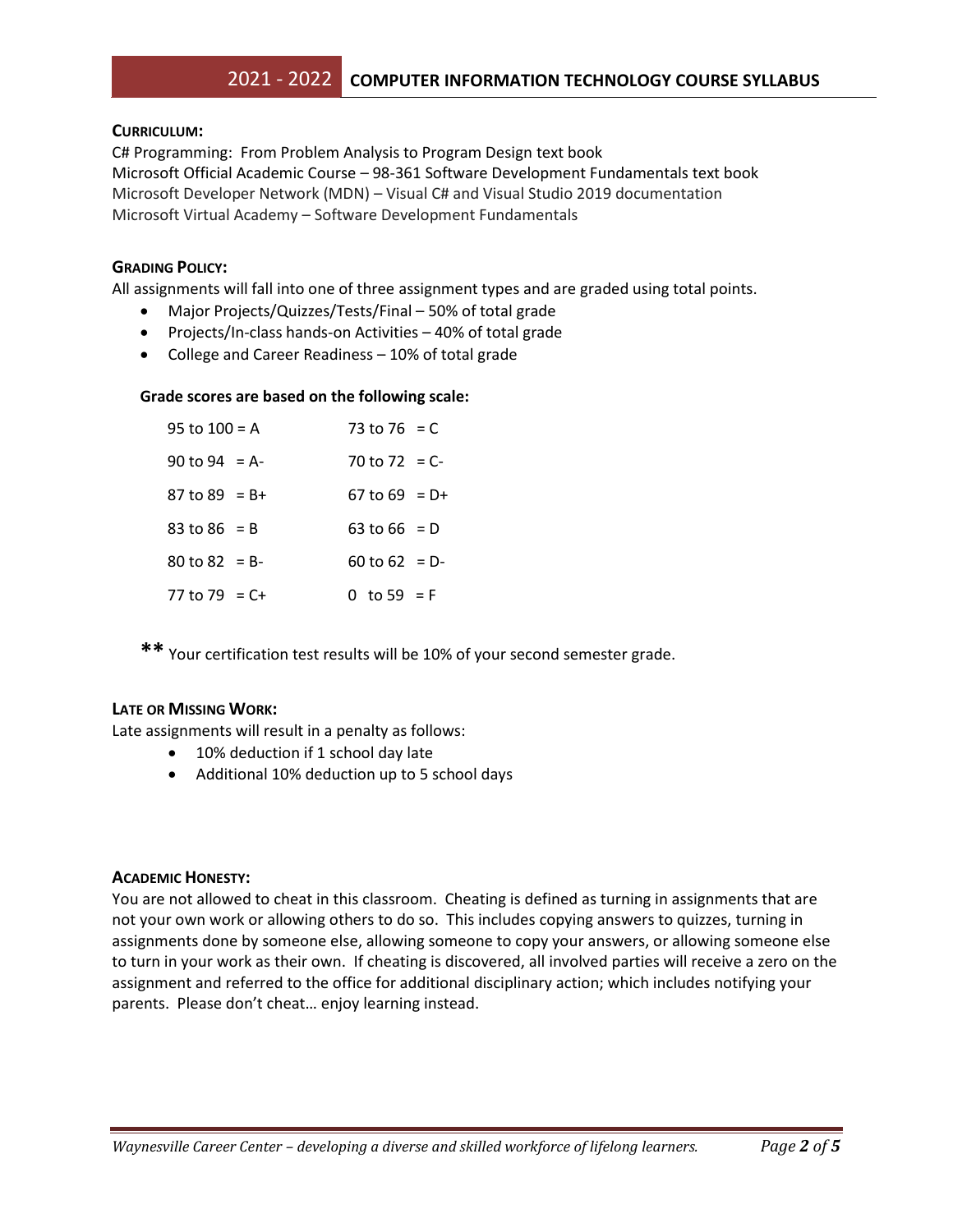### CURRICULUM:

C# Programming: From Problem Analysis to Program Design text book
Microsoft Official Academic Course – 98-361 Software Development Fundamentals text book
Microsoft Developer Network (MDN) – Visual C# and Visual Studio 2019 documentation
Microsoft Virtual Academy – Software Development Fundamentals

### GRADING POLICY:

All assignments will fall into one of three assignment types and are graded using total points.

- Major Projects/Quizzes/Tests/Final – 50% of total grade
- Projects/In-class hands-on Activities – 40% of total grade
- College and Career Readiness – 10% of total grade

**Grade scores are based on the following scale:**

| | |
|---|---|
| 95 to 100 = A | 73 to 76 = C |
| 90 to 94 = A- | 70 to 72 = C- |
| 87 to 89 = B+ | 67 to 69 = D+ |
| 83 to 86 = B | 63 to 66 = D |
| 80 to 82 = B- | 60 to 62 = D- |
| 77 to 79 = C+ | 0 to 59 = F |

**\*\*** Your certification test results will be 10% of your second semester grade.

### LATE OR MISSING WORK:

Late assignments will result in a penalty as follows:

- 10% deduction if 1 school day late
- Additional 10% deduction up to 5 school days

### ACADEMIC HONESTY:

You are not allowed to cheat in this classroom. Cheating is defined as turning in assignments that are not your own work or allowing others to do so. This includes copying answers to quizzes, turning in assignments done by someone else, allowing someone to copy your answers, or allowing someone else to turn in your work as their own. If cheating is discovered, all involved parties will receive a zero on the assignment and referred to the office for additional disciplinary action; which includes notifying your parents. Please don't cheat… enjoy learning instead.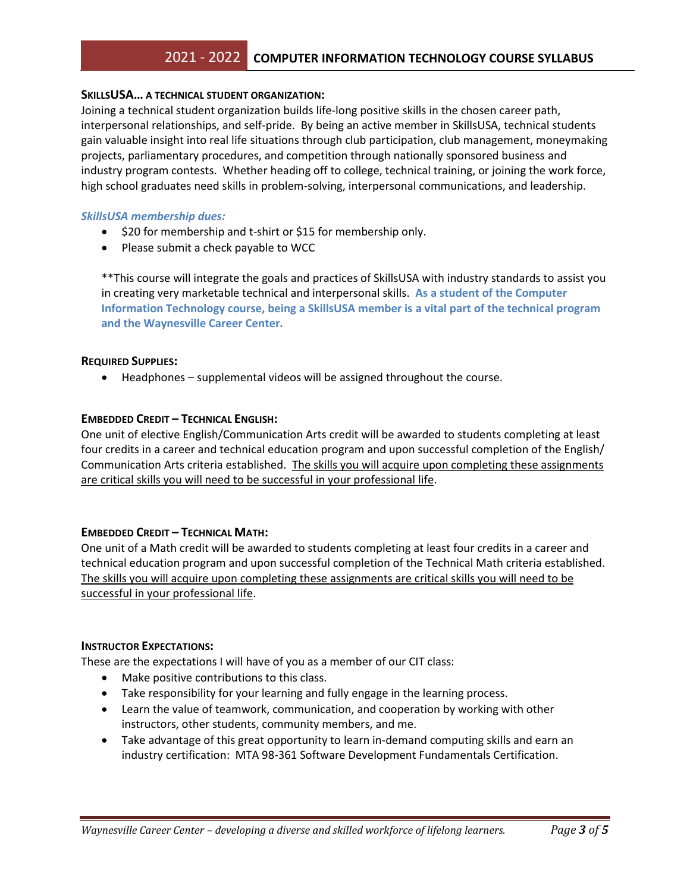## SkillsUSA… A Technical Student Organization:

Joining a technical student organization builds life-long positive skills in the chosen career path, interpersonal relationships, and self-pride. By being an active member in SkillsUSA, technical students gain valuable insight into real life situations through club participation, club management, moneymaking projects, parliamentary procedures, and competition through nationally sponsored business and industry program contests. Whether heading off to college, technical training, or joining the work force, high school graduates need skills in problem-solving, interpersonal communications, and leadership.

***SkillsUSA membership dues:***

- $20 for membership and t-shirt or $15 for membership only.
- Please submit a check payable to WCC

**This course will integrate the goals and practices of SkillsUSA with industry standards to assist you in creating very marketable technical and interpersonal skills. **As a student of the Computer Information Technology course, being a SkillsUSA member is a vital part of the technical program and the Waynesville Career Center.**

## Required Supplies:

- Headphones – supplemental videos will be assigned throughout the course.

## Embedded Credit – Technical English:

One unit of elective English/Communication Arts credit will be awarded to students completing at least four credits in a career and technical education program and upon successful completion of the English/ Communication Arts criteria established. <u>The skills you will acquire upon completing these assignments are critical skills you will need to be successful in your professional life</u>.

## Embedded Credit – Technical Math:

One unit of a Math credit will be awarded to students completing at least four credits in a career and technical education program and upon successful completion of the Technical Math criteria established. <u>The skills you will acquire upon completing these assignments are critical skills you will need to be successful in your professional life</u>.

## Instructor Expectations:

These are the expectations I will have of you as a member of our CIT class:

- Make positive contributions to this class.
- Take responsibility for your learning and fully engage in the learning process.
- Learn the value of teamwork, communication, and cooperation by working with other instructors, other students, community members, and me.
- Take advantage of this great opportunity to learn in-demand computing skills and earn an industry certification: MTA 98-361 Software Development Fundamentals Certification.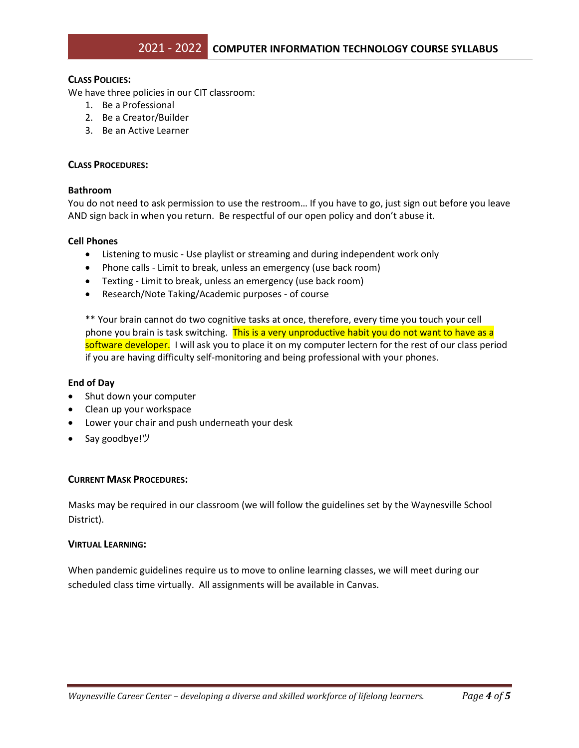**CLASS POLICIES:**

We have three policies in our CIT classroom:

1. Be a Professional
2. Be a Creator/Builder
3. Be an Active Learner

**CLASS PROCEDURES:**

**Bathroom**

You do not need to ask permission to use the restroom… If you have to go, just sign out before you leave AND sign back in when you return. Be respectful of our open policy and don't abuse it.

**Cell Phones**

- Listening to music - Use playlist or streaming and during independent work only
- Phone calls - Limit to break, unless an emergency (use back room)
- Texting - Limit to break, unless an emergency (use back room)
- Research/Note Taking/Academic purposes - of course

** Your brain cannot do two cognitive tasks at once, therefore, every time you touch your cell phone you brain is task switching. This is a very unproductive habit you do not want to have as a software developer. I will ask you to place it on my computer lectern for the rest of our class period if you are having difficulty self-monitoring and being professional with your phones.

**End of Day**

- Shut down your computer
- Clean up your workspace
- Lower your chair and push underneath your desk
- Say goodbye!ツ

**CURRENT MASK PROCEDURES:**

Masks may be required in our classroom (we will follow the guidelines set by the Waynesville School District).

**VIRTUAL LEARNING:**

When pandemic guidelines require us to move to online learning classes, we will meet during our scheduled class time virtually. All assignments will be available in Canvas.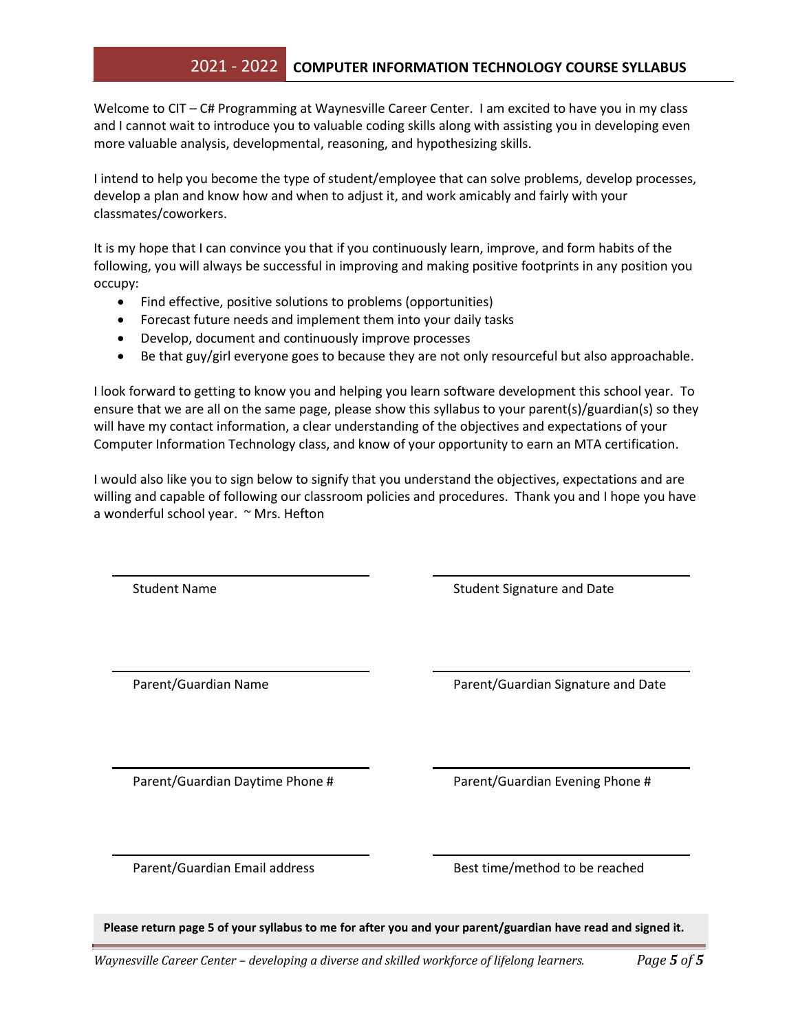Welcome to CIT – C# Programming at Waynesville Career Center. I am excited to have you in my class and I cannot wait to introduce you to valuable coding skills along with assisting you in developing even more valuable analysis, developmental, reasoning, and hypothesizing skills.

I intend to help you become the type of student/employee that can solve problems, develop processes, develop a plan and know how and when to adjust it, and work amicably and fairly with your classmates/coworkers.

It is my hope that I can convince you that if you continuously learn, improve, and form habits of the following, you will always be successful in improving and making positive footprints in any position you occupy:

- Find effective, positive solutions to problems (opportunities)
- Forecast future needs and implement them into your daily tasks
- Develop, document and continuously improve processes
- Be that guy/girl everyone goes to because they are not only resourceful but also approachable.

I look forward to getting to know you and helping you learn software development this school year. To ensure that we are all on the same page, please show this syllabus to your parent(s)/guardian(s) so they will have my contact information, a clear understanding of the objectives and expectations of your Computer Information Technology class, and know of your opportunity to earn an MTA certification.

I would also like you to sign below to signify that you understand the objectives, expectations and are willing and capable of following our classroom policies and procedures. Thank you and I hope you have a wonderful school year. ~ Mrs. Hefton

| | |
|---|---|
| Student Name | Student Signature and Date |
| Parent/Guardian Name | Parent/Guardian Signature and Date |
| Parent/Guardian Daytime Phone # | Parent/Guardian Evening Phone # |
| Parent/Guardian Email address | Best time/method to be reached |

**Please return page 5 of your syllabus to me for after you and your parent/guardian have read and signed it.**